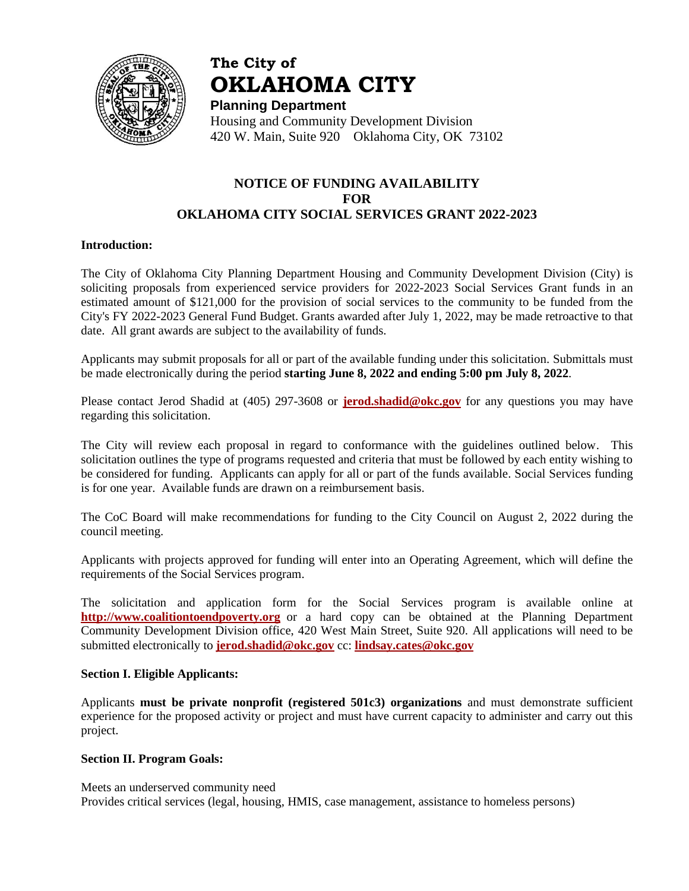**The City of**
# OKLAHOMA CITY
**Planning Department**
Housing and Community Development Division
420 W. Main, Suite 920    Oklahoma City, OK 73102

## NOTICE OF FUNDING AVAILABILITY FOR OKLAHOMA CITY SOCIAL SERVICES GRANT 2022-2023

**Introduction:**

The City of Oklahoma City Planning Department Housing and Community Development Division (City) is soliciting proposals from experienced service providers for 2022-2023 Social Services Grant funds in an estimated amount of $121,000 for the provision of social services to the community to be funded from the City's FY 2022-2023 General Fund Budget. Grants awarded after July 1, 2022, may be made retroactive to that date. All grant awards are subject to the availability of funds.

Applicants may submit proposals for all or part of the available funding under this solicitation. Submittals must be made electronically during the period **starting June 8, 2022 and ending 5:00 pm July 8, 2022**.

Please contact Jerod Shadid at (405) 297-3608 or **jerod.shadid@okc.gov** for any questions you may have regarding this solicitation.

The City will review each proposal in regard to conformance with the guidelines outlined below. This solicitation outlines the type of programs requested and criteria that must be followed by each entity wishing to be considered for funding. Applicants can apply for all or part of the funds available. Social Services funding is for one year. Available funds are drawn on a reimbursement basis.

The CoC Board will make recommendations for funding to the City Council on August 2, 2022 during the council meeting.

Applicants with projects approved for funding will enter into an Operating Agreement, which will define the requirements of the Social Services program.

The solicitation and application form for the Social Services program is available online at **http://www.coalitiontoendpoverty.org** or a hard copy can be obtained at the Planning Department Community Development Division office, 420 West Main Street, Suite 920. All applications will need to be submitted electronically to **jerod.shadid@okc.gov** cc: **lindsay.cates@okc.gov**

**Section I. Eligible Applicants:**

Applicants **must be private nonprofit (registered 501c3) organizations** and must demonstrate sufficient experience for the proposed activity or project and must have current capacity to administer and carry out this project.

**Section II. Program Goals:**

Meets an underserved community need
Provides critical services (legal, housing, HMIS, case management, assistance to homeless persons)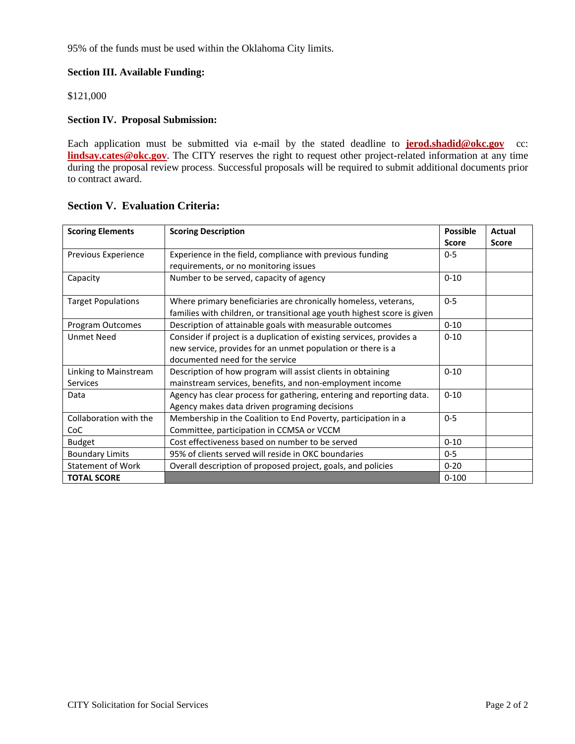95% of the funds must be used within the Oklahoma City limits.

**Section III. Available Funding:**

$121,000

**Section IV. Proposal Submission:**

Each application must be submitted via e-mail by the stated deadline to **jerod.shadid@okc.gov** cc: **lindsay.cates@okc.gov**. The CITY reserves the right to request other project-related information at any time during the proposal review process. Successful proposals will be required to submit additional documents prior to contract award.

## Section V. Evaluation Criteria:

| Scoring Elements | Scoring Description | Possible Score | Actual Score |
|---|---|---|---|
| Previous Experience | Experience in the field, compliance with previous funding requirements, or no monitoring issues | 0-5 | |
| Capacity | Number to be served, capacity of agency | 0-10 | |
| Target Populations | Where primary beneficiaries are chronically homeless, veterans, families with children, or transitional age youth highest score is given | 0-5 | |
| Program Outcomes | Description of attainable goals with measurable outcomes | 0-10 | |
| Unmet Need | Consider if project is a duplication of existing services, provides a new service, provides for an unmet population or there is a documented need for the service | 0-10 | |
| Linking to Mainstream Services | Description of how program will assist clients in obtaining mainstream services, benefits, and non-employment income | 0-10 | |
| Data | Agency has clear process for gathering, entering and reporting data. Agency makes data driven programing decisions | 0-10 | |
| Collaboration with the CoC | Membership in the Coalition to End Poverty, participation in a Committee, participation in CCMSA or VCCM | 0-5 | |
| Budget | Cost effectiveness based on number to be served | 0-10 | |
| Boundary Limits | 95% of clients served will reside in OKC boundaries | 0-5 | |
| Statement of Work | Overall description of proposed project, goals, and policies | 0-20 | |
| **TOTAL SCORE** | | 0-100 | |